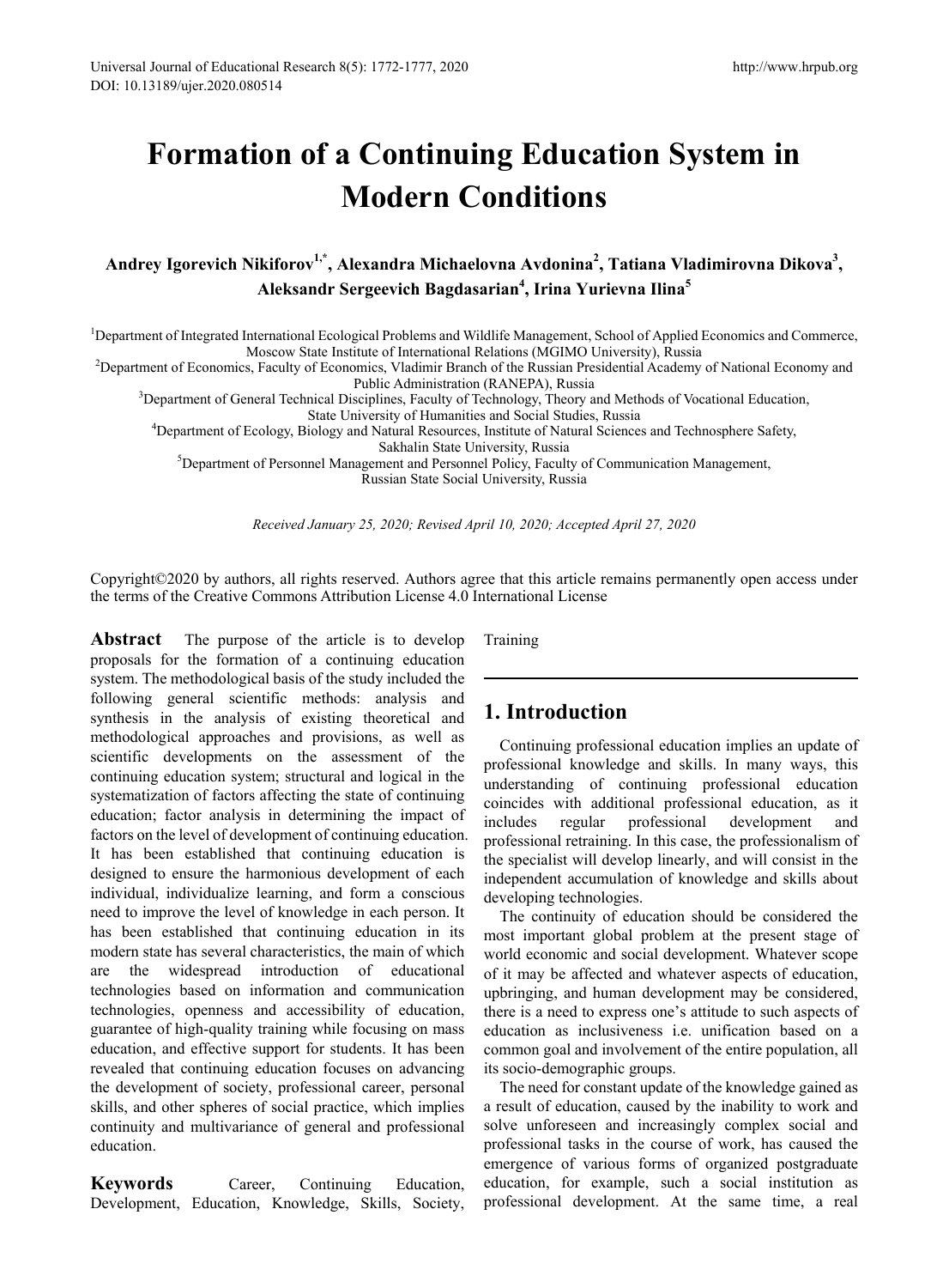# Formation of a Continuing Education System in Modern Conditions

**Andrey Igorevich Nikiforov[1,*], Alexandra Michaelovna Avdonina[2], Tatiana Vladimirovna Dikova[3], Aleksandr Sergeevich Bagdasarian[4], Irina Yurievna Ilina[5]**

[1]Department of Integrated International Ecological Problems and Wildlife Management, School of Applied Economics and Commerce, Moscow State Institute of International Relations (MGIMO University), Russia
[2]Department of Economics, Faculty of Economics, Vladimir Branch of the Russian Presidential Academy of National Economy and Public Administration (RANEPA), Russia
[3]Department of General Technical Disciplines, Faculty of Technology, Theory and Methods of Vocational Education, State University of Humanities and Social Studies, Russia
[4]Department of Ecology, Biology and Natural Resources, Institute of Natural Sciences and Technosphere Safety, Sakhalin State University, Russia
[5]Department of Personnel Management and Personnel Policy, Faculty of Communication Management, Russian State Social University, Russia

*Received January 25, 2020; Revised April 10, 2020; Accepted April 27, 2020*

Copyright©2020 by authors, all rights reserved. Authors agree that this article remains permanently open access under the terms of the Creative Commons Attribution License 4.0 International License

**Abstract** The purpose of the article is to develop proposals for the formation of a continuing education system. The methodological basis of the study included the following general scientific methods: analysis and synthesis in the analysis of existing theoretical and methodological approaches and provisions, as well as scientific developments on the assessment of the continuing education system; structural and logical in the systematization of factors affecting the state of continuing education; factor analysis in determining the impact of factors on the level of development of continuing education. It has been established that continuing education is designed to ensure the harmonious development of each individual, individualize learning, and form a conscious need to improve the level of knowledge in each person. It has been established that continuing education in its modern state has several characteristics, the main of which are the widespread introduction of educational technologies based on information and communication technologies, openness and accessibility of education, guarantee of high-quality training while focusing on mass education, and effective support for students. It has been revealed that continuing education focuses on advancing the development of society, professional career, personal skills, and other spheres of social practice, which implies continuity and multivariance of general and professional education.

**Keywords** Career, Continuing Education, Development, Education, Knowledge, Skills, Society, Training

## 1. Introduction

Continuing professional education implies an update of professional knowledge and skills. In many ways, this understanding of continuing professional education coincides with additional professional education, as it includes regular professional development and professional retraining. In this case, the professionalism of the specialist will develop linearly, and will consist in the independent accumulation of knowledge and skills about developing technologies.

The continuity of education should be considered the most important global problem at the present stage of world economic and social development. Whatever scope of it may be affected and whatever aspects of education, upbringing, and human development may be considered, there is a need to express one's attitude to such aspects of education as inclusiveness i.e. unification based on a common goal and involvement of the entire population, all its socio-demographic groups.

The need for constant update of the knowledge gained as a result of education, caused by the inability to work and solve unforeseen and increasingly complex social and professional tasks in the course of work, has caused the emergence of various forms of organized postgraduate education, for example, such a social institution as professional development. At the same time, a real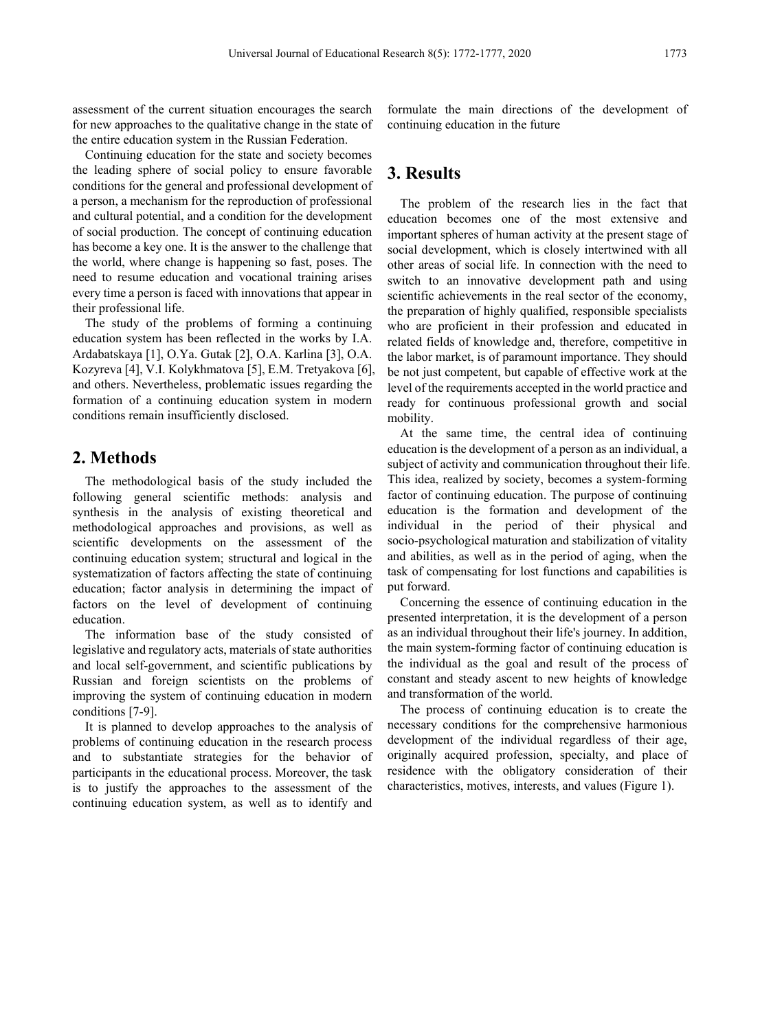assessment of the current situation encourages the search for new approaches to the qualitative change in the state of the entire education system in the Russian Federation.

Continuing education for the state and society becomes the leading sphere of social policy to ensure favorable conditions for the general and professional development of a person, a mechanism for the reproduction of professional and cultural potential, and a condition for the development of social production. The concept of continuing education has become a key one. It is the answer to the challenge that the world, where change is happening so fast, poses. The need to resume education and vocational training arises every time a person is faced with innovations that appear in their professional life.

The study of the problems of forming a continuing education system has been reflected in the works by I.A. Ardabatskaya [1], O.Ya. Gutak [2], O.A. Karlina [3], O.A. Kozyreva [4], V.I. Kolykhmatova [5], E.M. Tretyakova [6], and others. Nevertheless, problematic issues regarding the formation of a continuing education system in modern conditions remain insufficiently disclosed.

## 2. Methods

The methodological basis of the study included the following general scientific methods: analysis and synthesis in the analysis of existing theoretical and methodological approaches and provisions, as well as scientific developments on the assessment of the continuing education system; structural and logical in the systematization of factors affecting the state of continuing education; factor analysis in determining the impact of factors on the level of development of continuing education.

The information base of the study consisted of legislative and regulatory acts, materials of state authorities and local self-government, and scientific publications by Russian and foreign scientists on the problems of improving the system of continuing education in modern conditions [7-9].

It is planned to develop approaches to the analysis of problems of continuing education in the research process and to substantiate strategies for the behavior of participants in the educational process. Moreover, the task is to justify the approaches to the assessment of the continuing education system, as well as to identify and formulate the main directions of the development of continuing education in the future

## 3. Results

The problem of the research lies in the fact that education becomes one of the most extensive and important spheres of human activity at the present stage of social development, which is closely intertwined with all other areas of social life. In connection with the need to switch to an innovative development path and using scientific achievements in the real sector of the economy, the preparation of highly qualified, responsible specialists who are proficient in their profession and educated in related fields of knowledge and, therefore, competitive in the labor market, is of paramount importance. They should be not just competent, but capable of effective work at the level of the requirements accepted in the world practice and ready for continuous professional growth and social mobility.

At the same time, the central idea of continuing education is the development of a person as an individual, a subject of activity and communication throughout their life. This idea, realized by society, becomes a system-forming factor of continuing education. The purpose of continuing education is the formation and development of the individual in the period of their physical and socio-psychological maturation and stabilization of vitality and abilities, as well as in the period of aging, when the task of compensating for lost functions and capabilities is put forward.

Concerning the essence of continuing education in the presented interpretation, it is the development of a person as an individual throughout their life's journey. In addition, the main system-forming factor of continuing education is the individual as the goal and result of the process of constant and steady ascent to new heights of knowledge and transformation of the world.

The process of continuing education is to create the necessary conditions for the comprehensive harmonious development of the individual regardless of their age, originally acquired profession, specialty, and place of residence with the obligatory consideration of their characteristics, motives, interests, and values (Figure 1).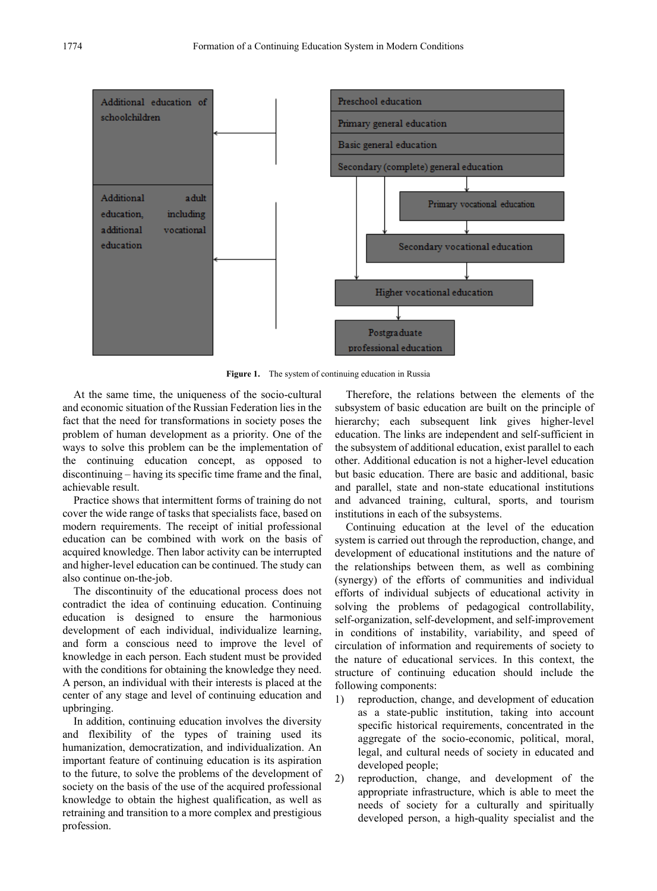Additional education of schoolchildren

Additional adult education, including additional vocational education

Preschool education

Primary general education

Basic general education

Secondary (complete) general education

Primary vocational education

Secondary vocational education

Higher vocational education

Postgraduate professional education

**Figure 1.** The system of continuing education in Russia

At the same time, the uniqueness of the socio-cultural and economic situation of the Russian Federation lies in the fact that the need for transformations in society poses the problem of human development as a priority. One of the ways to solve this problem can be the implementation of the continuing education concept, as opposed to discontinuing – having its specific time frame and the final, achievable result.

Practice shows that intermittent forms of training do not cover the wide range of tasks that specialists face, based on modern requirements. The receipt of initial professional education can be combined with work on the basis of acquired knowledge. Then labor activity can be interrupted and higher-level education can be continued. The study can also continue on-the-job.

The discontinuity of the educational process does not contradict the idea of continuing education. Continuing education is designed to ensure the harmonious development of each individual, individualize learning, and form a conscious need to improve the level of knowledge in each person. Each student must be provided with the conditions for obtaining the knowledge they need. A person, an individual with their interests is placed at the center of any stage and level of continuing education and upbringing.

In addition, continuing education involves the diversity and flexibility of the types of training used its humanization, democratization, and individualization. An important feature of continuing education is its aspiration to the future, to solve the problems of the development of society on the basis of the use of the acquired professional knowledge to obtain the highest qualification, as well as retraining and transition to a more complex and prestigious profession.

Therefore, the relations between the elements of the subsystem of basic education are built on the principle of hierarchy; each subsequent link gives higher-level education. The links are independent and self-sufficient in the subsystem of additional education, exist parallel to each other. Additional education is not a higher-level education but basic education. There are basic and additional, basic and parallel, state and non-state educational institutions and advanced training, cultural, sports, and tourism institutions in each of the subsystems.

Continuing education at the level of the education system is carried out through the reproduction, change, and development of educational institutions and the nature of the relationships between them, as well as combining (synergy) of the efforts of communities and individual efforts of individual subjects of educational activity in solving the problems of pedagogical controllability, self-organization, self-development, and self-improvement in conditions of instability, variability, and speed of circulation of information and requirements of society to the nature of educational services. In this context, the structure of continuing education should include the following components:

1) reproduction, change, and development of education as a state-public institution, taking into account specific historical requirements, concentrated in the aggregate of the socio-economic, political, moral, legal, and cultural needs of society in educated and developed people;
2) reproduction, change, and development of the appropriate infrastructure, which is able to meet the needs of society for a culturally and spiritually developed person, a high-quality specialist and the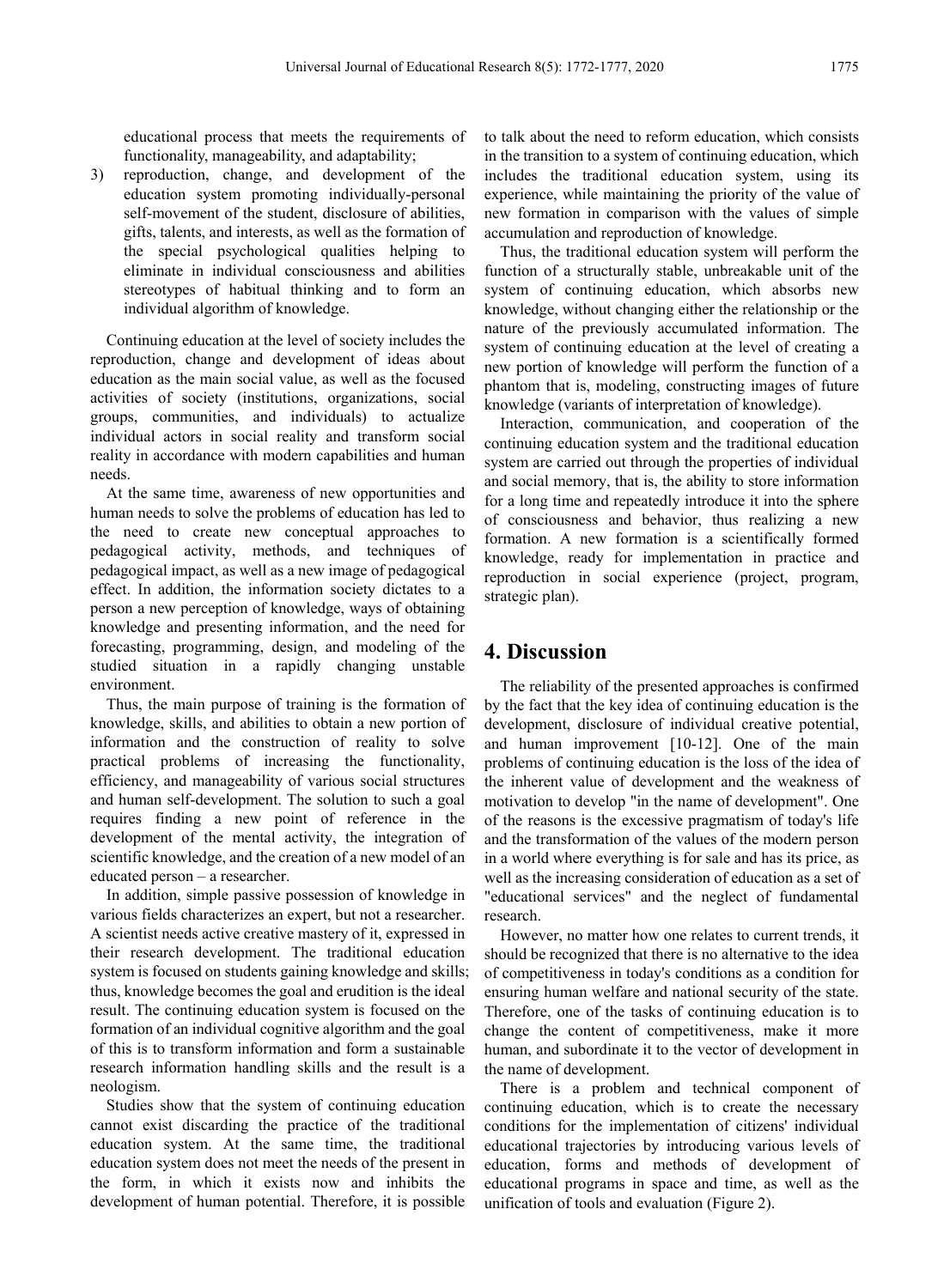educational process that meets the requirements of functionality, manageability, and adaptability;

3) reproduction, change, and development of the education system promoting individually-personal self-movement of the student, disclosure of abilities, gifts, talents, and interests, as well as the formation of the special psychological qualities helping to eliminate in individual consciousness and abilities stereotypes of habitual thinking and to form an individual algorithm of knowledge.

Continuing education at the level of society includes the reproduction, change and development of ideas about education as the main social value, as well as the focused activities of society (institutions, organizations, social groups, communities, and individuals) to actualize individual actors in social reality and transform social reality in accordance with modern capabilities and human needs.

At the same time, awareness of new opportunities and human needs to solve the problems of education has led to the need to create new conceptual approaches to pedagogical activity, methods, and techniques of pedagogical impact, as well as a new image of pedagogical effect. In addition, the information society dictates to a person a new perception of knowledge, ways of obtaining knowledge and presenting information, and the need for forecasting, programming, design, and modeling of the studied situation in a rapidly changing unstable environment.

Thus, the main purpose of training is the formation of knowledge, skills, and abilities to obtain a new portion of information and the construction of reality to solve practical problems of increasing the functionality, efficiency, and manageability of various social structures and human self-development. The solution to such a goal requires finding a new point of reference in the development of the mental activity, the integration of scientific knowledge, and the creation of a new model of an educated person – a researcher.

In addition, simple passive possession of knowledge in various fields characterizes an expert, but not a researcher. A scientist needs active creative mastery of it, expressed in their research development. The traditional education system is focused on students gaining knowledge and skills; thus, knowledge becomes the goal and erudition is the ideal result. The continuing education system is focused on the formation of an individual cognitive algorithm and the goal of this is to transform information and form a sustainable research information handling skills and the result is a neologism.

Studies show that the system of continuing education cannot exist discarding the practice of the traditional education system. At the same time, the traditional education system does not meet the needs of the present in the form, in which it exists now and inhibits the development of human potential. Therefore, it is possible to talk about the need to reform education, which consists in the transition to a system of continuing education, which includes the traditional education system, using its experience, while maintaining the priority of the value of new formation in comparison with the values of simple accumulation and reproduction of knowledge.

Thus, the traditional education system will perform the function of a structurally stable, unbreakable unit of the system of continuing education, which absorbs new knowledge, without changing either the relationship or the nature of the previously accumulated information. The system of continuing education at the level of creating a new portion of knowledge will perform the function of a phantom that is, modeling, constructing images of future knowledge (variants of interpretation of knowledge).

Interaction, communication, and cooperation of the continuing education system and the traditional education system are carried out through the properties of individual and social memory, that is, the ability to store information for a long time and repeatedly introduce it into the sphere of consciousness and behavior, thus realizing a new formation. A new formation is a scientifically formed knowledge, ready for implementation in practice and reproduction in social experience (project, program, strategic plan).

## 4. Discussion

The reliability of the presented approaches is confirmed by the fact that the key idea of continuing education is the development, disclosure of individual creative potential, and human improvement [10-12]. One of the main problems of continuing education is the loss of the idea of the inherent value of development and the weakness of motivation to develop "in the name of development". One of the reasons is the excessive pragmatism of today's life and the transformation of the values of the modern person in a world where everything is for sale and has its price, as well as the increasing consideration of education as a set of "educational services" and the neglect of fundamental research.

However, no matter how one relates to current trends, it should be recognized that there is no alternative to the idea of competitiveness in today's conditions as a condition for ensuring human welfare and national security of the state. Therefore, one of the tasks of continuing education is to change the content of competitiveness, make it more human, and subordinate it to the vector of development in the name of development.

There is a problem and technical component of continuing education, which is to create the necessary conditions for the implementation of citizens' individual educational trajectories by introducing various levels of education, forms and methods of development of educational programs in space and time, as well as the unification of tools and evaluation (Figure 2).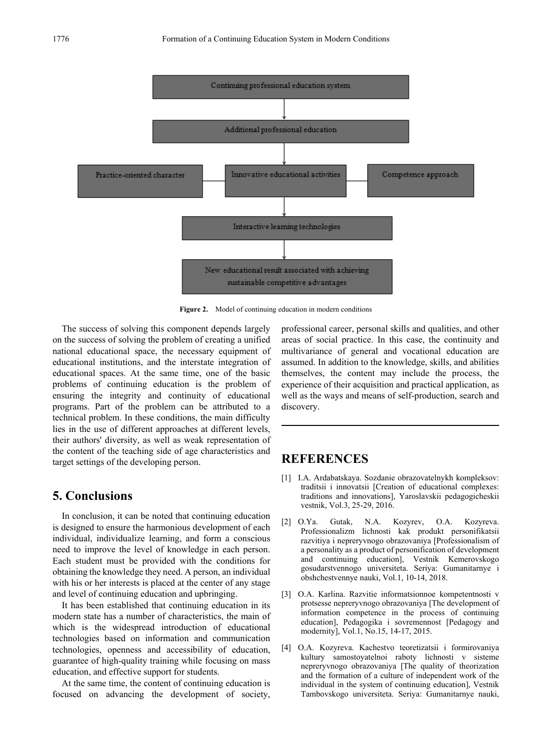Continuing professional education system

↓

Additional professional education

↓

Practice-oriented character — Innovative educational activities — Competence approach

↓

Interactive learning technologies

↓

New educational result associated with achieving sustainable competitive advantages

**Figure 2.** Model of continuing education in modern conditions

The success of solving this component depends largely on the success of solving the problem of creating a unified national educational space, the necessary equipment of educational institutions, and the interstate integration of educational spaces. At the same time, one of the basic problems of continuing education is the problem of ensuring the integrity and continuity of educational programs. Part of the problem can be attributed to a technical problem. In these conditions, the main difficulty lies in the use of different approaches at different levels, their authors' diversity, as well as weak representation of the content of the teaching side of age characteristics and target settings of the developing person.

## 5. Conclusions

In conclusion, it can be noted that continuing education is designed to ensure the harmonious development of each individual, individualize learning, and form a conscious need to improve the level of knowledge in each person. Each student must be provided with the conditions for obtaining the knowledge they need. A person, an individual with his or her interests is placed at the center of any stage and level of continuing education and upbringing.

It has been established that continuing education in its modern state has a number of characteristics, the main of which is the widespread introduction of educational technologies based on information and communication technologies, openness and accessibility of education, guarantee of high-quality training while focusing on mass education, and effective support for students.

At the same time, the content of continuing education is focused on advancing the development of society, professional career, personal skills and qualities, and other areas of social practice. In this case, the continuity and multivariance of general and vocational education are assumed. In addition to the knowledge, skills, and abilities themselves, the content may include the process, the experience of their acquisition and practical application, as well as the ways and means of self-production, search and discovery.

## REFERENCES

[1] I.A. Ardabatskaya. Sozdanie obrazovatelnykh kompleksov: traditsii i innovatsii [Creation of educational complexes: traditions and innovations], Yaroslavskii pedagogicheskii vestnik, Vol.3, 25-29, 2016.

[2] O.Ya. Gutak, N.A. Kozyrev, O.A. Kozyreva. Professionalizm lichnosti kak produkt personifikatsii razvitiya i nepreryvnogo obrazovaniya [Professionalism of a personality as a product of personification of development and continuing education], Vestnik Kemerovskogo gosudarstvennogo universiteta. Seriya: Gumanitarnye i obshchestvennye nauki, Vol.1, 10-14, 2018.

[3] O.A. Karlina. Razvitie informatsionnoe kompetentnosti v protsesse nepreryvnogo obrazovaniya [The development of information competence in the process of continuing education], Pedagogika i sovremennost [Pedagogy and modernity], Vol.1, No.15, 14-17, 2015.

[4] O.A. Kozyreva. Kachestvo teoretizatsii i formirovaniya kultury samostoyatelnoi raboty lichnosti v sisteme nepreryvnogo obrazovaniya [The quality of theorization and the formation of a culture of independent work of the individual in the system of continuing education], Vestnik Tambovskogo universiteta. Seriya: Gumanitarnye nauki,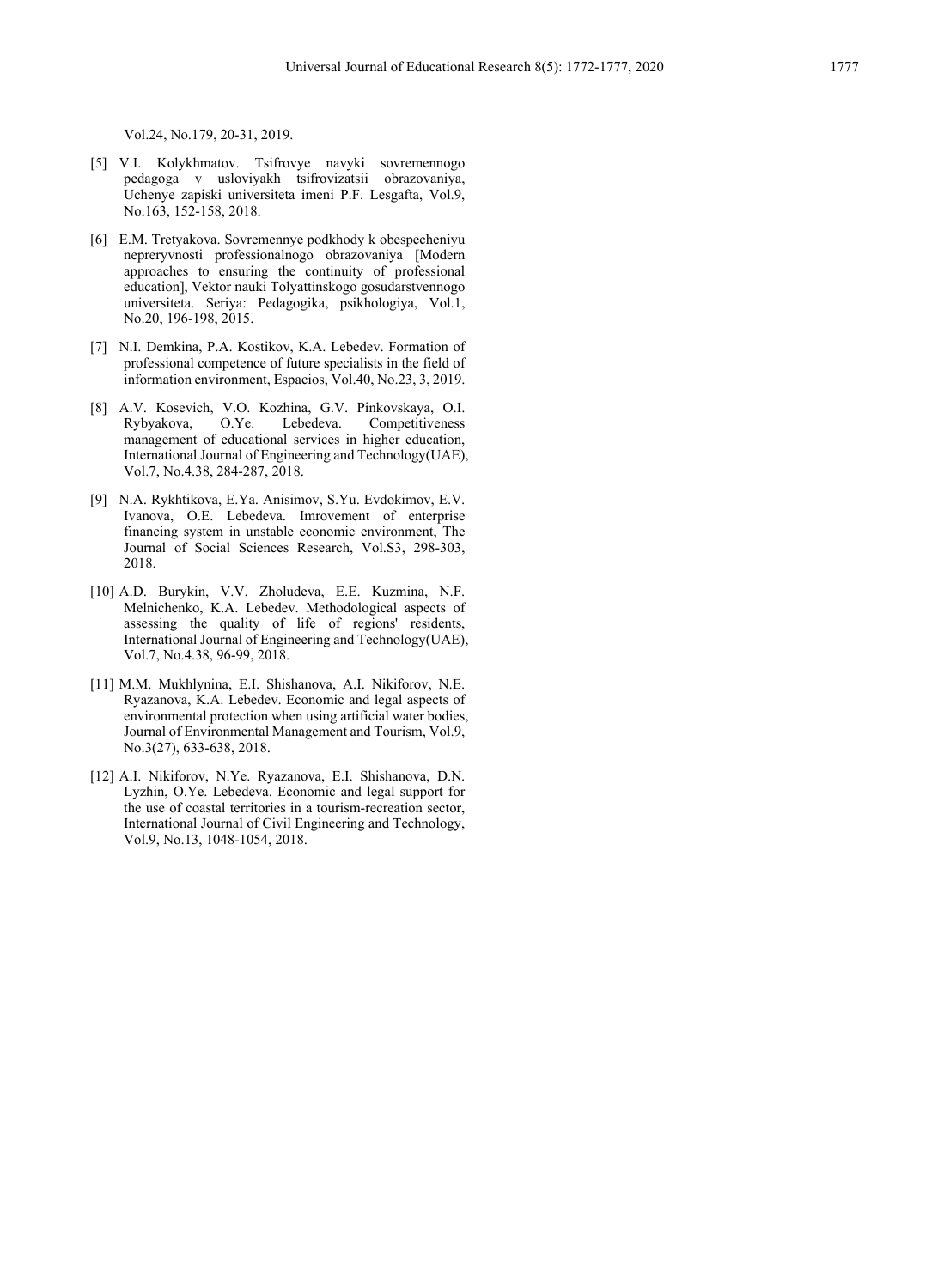Vol.24, No.179, 20-31, 2019.

[5] V.I. Kolykhmatov. Tsifrovye navyki sovremennogo pedagoga v usloviyakh tsifrovizatsii obrazovaniya, Uchenye zapiski universiteta imeni P.F. Lesgafta, Vol.9, No.163, 152-158, 2018.

[6] E.M. Tretyakova. Sovremennye podkhody k obespecheniyu nepreryvnosti professionalnogo obrazovaniya [Modern approaches to ensuring the continuity of professional education], Vektor nauki Tolyattinskogo gosudarstvennogo universiteta. Seriya: Pedagogika, psikhologiya, Vol.1, No.20, 196-198, 2015.

[7] N.I. Demkina, P.A. Kostikov, K.A. Lebedev. Formation of professional competence of future specialists in the field of information environment, Espacios, Vol.40, No.23, 3, 2019.

[8] A.V. Kosevich, V.O. Kozhina, G.V. Pinkovskaya, O.I. Rybyakova, O.Ye. Lebedeva. Competitiveness management of educational services in higher education, International Journal of Engineering and Technology(UAE), Vol.7, No.4.38, 284-287, 2018.

[9] N.A. Rykhtikova, E.Ya. Anisimov, S.Yu. Evdokimov, E.V. Ivanova, O.E. Lebedeva. Imrovement of enterprise financing system in unstable economic environment, The Journal of Social Sciences Research, Vol.S3, 298-303, 2018.

[10] A.D. Burykin, V.V. Zholudeva, E.E. Kuzmina, N.F. Melnichenko, K.A. Lebedev. Methodological aspects of assessing the quality of life of regions' residents, International Journal of Engineering and Technology(UAE), Vol.7, No.4.38, 96-99, 2018.

[11] M.M. Mukhlynina, E.I. Shishanova, A.I. Nikiforov, N.E. Ryazanova, K.A. Lebedev. Economic and legal aspects of environmental protection when using artificial water bodies, Journal of Environmental Management and Tourism, Vol.9, No.3(27), 633-638, 2018.

[12] A.I. Nikiforov, N.Ye. Ryazanova, E.I. Shishanova, D.N. Lyzhin, O.Ye. Lebedeva. Economic and legal support for the use of coastal territories in a tourism-recreation sector, International Journal of Civil Engineering and Technology, Vol.9, No.13, 1048-1054, 2018.